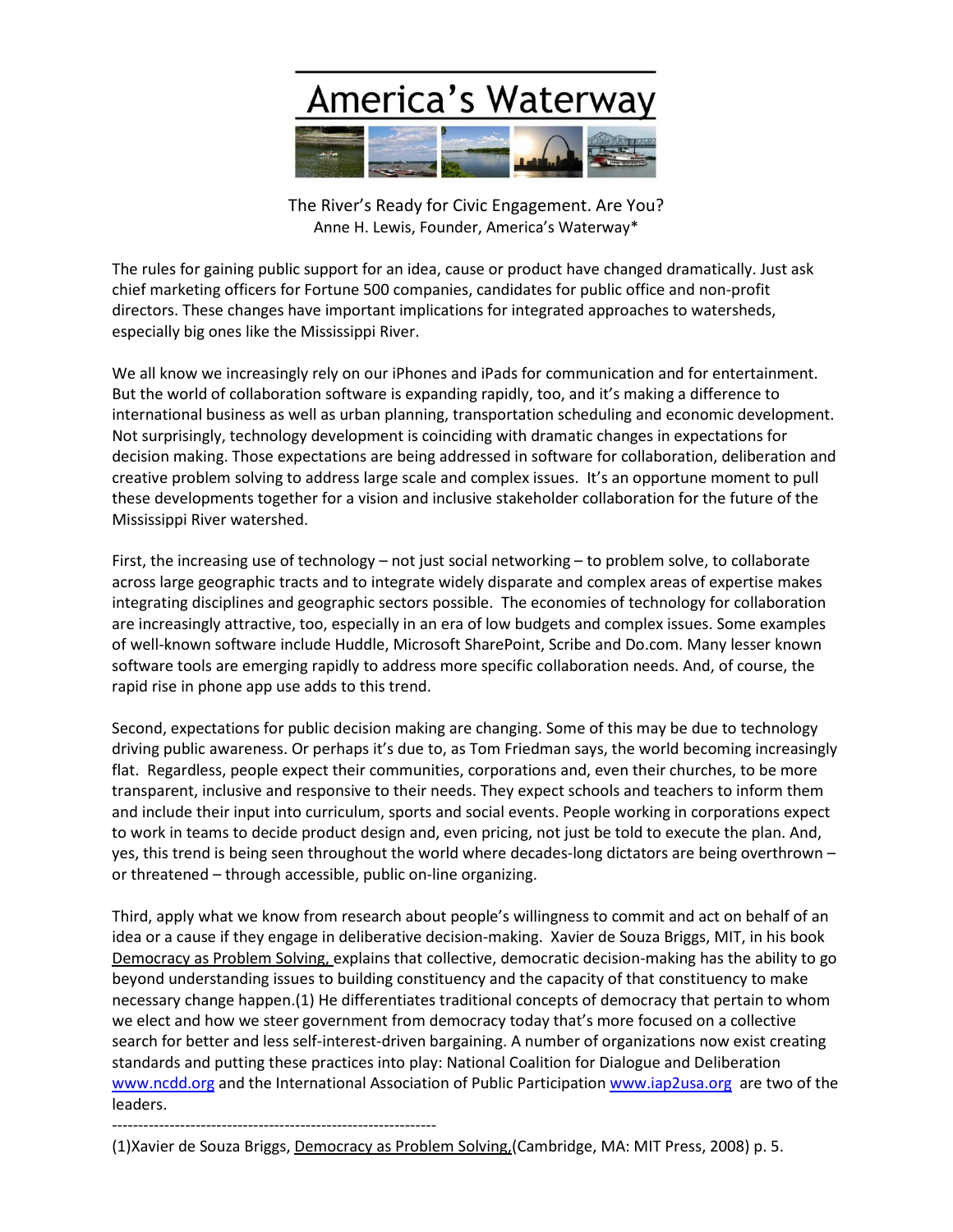# America's Waterway

The River's Ready for Civic Engagement. Are You?
Anne H. Lewis, Founder, America's Waterway*

The rules for gaining public support for an idea, cause or product have changed dramatically. Just ask chief marketing officers for Fortune 500 companies, candidates for public office and non-profit directors. These changes have important implications for integrated approaches to watersheds, especially big ones like the Mississippi River.

We all know we increasingly rely on our iPhones and iPads for communication and for entertainment. But the world of collaboration software is expanding rapidly, too, and it's making a difference to international business as well as urban planning, transportation scheduling and economic development. Not surprisingly, technology development is coinciding with dramatic changes in expectations for decision making. Those expectations are being addressed in software for collaboration, deliberation and creative problem solving to address large scale and complex issues. It's an opportune moment to pull these developments together for a vision and inclusive stakeholder collaboration for the future of the Mississippi River watershed.

First, the increasing use of technology – not just social networking – to problem solve, to collaborate across large geographic tracts and to integrate widely disparate and complex areas of expertise makes integrating disciplines and geographic sectors possible. The economies of technology for collaboration are increasingly attractive, too, especially in an era of low budgets and complex issues. Some examples of well-known software include Huddle, Microsoft SharePoint, Scribe and Do.com. Many lesser known software tools are emerging rapidly to address more specific collaboration needs. And, of course, the rapid rise in phone app use adds to this trend.

Second, expectations for public decision making are changing. Some of this may be due to technology driving public awareness. Or perhaps it's due to, as Tom Friedman says, the world becoming increasingly flat. Regardless, people expect their communities, corporations and, even their churches, to be more transparent, inclusive and responsive to their needs. They expect schools and teachers to inform them and include their input into curriculum, sports and social events. People working in corporations expect to work in teams to decide product design and, even pricing, not just be told to execute the plan. And, yes, this trend is being seen throughout the world where decades-long dictators are being overthrown – or threatened – through accessible, public on-line organizing.

Third, apply what we know from research about people's willingness to commit and act on behalf of an idea or a cause if they engage in deliberative decision-making. Xavier de Souza Briggs, MIT, in his book Democracy as Problem Solving, explains that collective, democratic decision-making has the ability to go beyond understanding issues to building constituency and the capacity of that constituency to make necessary change happen.(1) He differentiates traditional concepts of democracy that pertain to whom we elect and how we steer government from democracy today that's more focused on a collective search for better and less self-interest-driven bargaining. A number of organizations now exist creating standards and putting these practices into play: National Coalition for Dialogue and Deliberation www.ncdd.org and the International Association of Public Participation www.iap2usa.org are two of the leaders.

---

(1)Xavier de Souza Briggs, Democracy as Problem Solving,(Cambridge, MA: MIT Press, 2008) p. 5.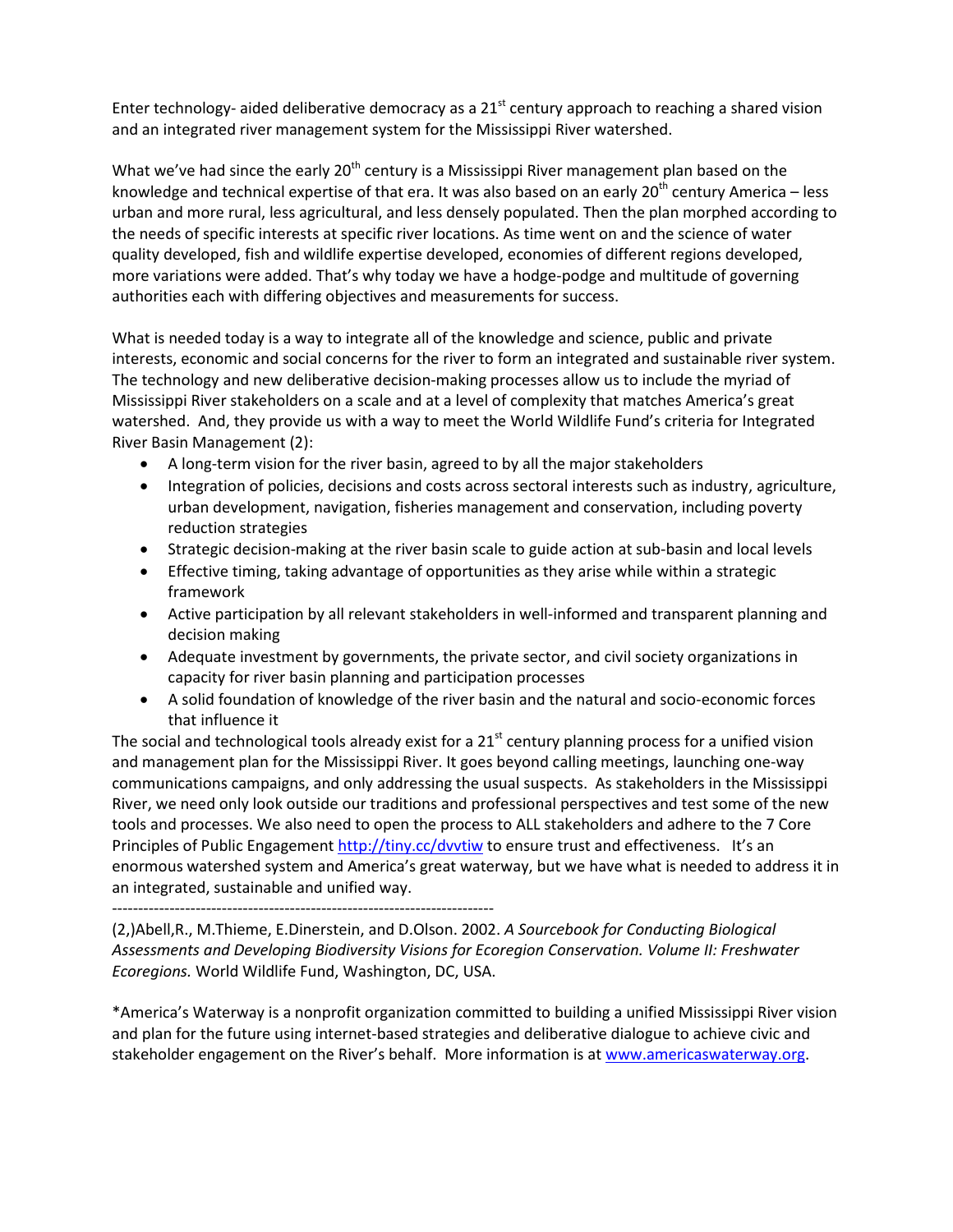Enter technology- aided deliberative democracy as a 21st century approach to reaching a shared vision and an integrated river management system for the Mississippi River watershed.

What we've had since the early 20th century is a Mississippi River management plan based on the knowledge and technical expertise of that era. It was also based on an early 20th century America – less urban and more rural, less agricultural, and less densely populated. Then the plan morphed according to the needs of specific interests at specific river locations. As time went on and the science of water quality developed, fish and wildlife expertise developed, economies of different regions developed, more variations were added. That's why today we have a hodge-podge and multitude of governing authorities each with differing objectives and measurements for success.

What is needed today is a way to integrate all of the knowledge and science, public and private interests, economic and social concerns for the river to form an integrated and sustainable river system. The technology and new deliberative decision-making processes allow us to include the myriad of Mississippi River stakeholders on a scale and at a level of complexity that matches America's great watershed. And, they provide us with a way to meet the World Wildlife Fund's criteria for Integrated River Basin Management (2):

- A long-term vision for the river basin, agreed to by all the major stakeholders
- Integration of policies, decisions and costs across sectoral interests such as industry, agriculture, urban development, navigation, fisheries management and conservation, including poverty reduction strategies
- Strategic decision-making at the river basin scale to guide action at sub-basin and local levels
- Effective timing, taking advantage of opportunities as they arise while within a strategic framework
- Active participation by all relevant stakeholders in well-informed and transparent planning and decision making
- Adequate investment by governments, the private sector, and civil society organizations in capacity for river basin planning and participation processes
- A solid foundation of knowledge of the river basin and the natural and socio-economic forces that influence it

The social and technological tools already exist for a 21st century planning process for a unified vision and management plan for the Mississippi River. It goes beyond calling meetings, launching one-way communications campaigns, and only addressing the usual suspects. As stakeholders in the Mississippi River, we need only look outside our traditions and professional perspectives and test some of the new tools and processes. We also need to open the process to ALL stakeholders and adhere to the 7 Core Principles of Public Engagement http://tiny.cc/dvvtiw to ensure trust and effectiveness. It's an enormous watershed system and America's great waterway, but we have what is needed to address it in an integrated, sustainable and unified way.

---

(2,)Abell,R., M.Thieme, E.Dinerstein, and D.Olson. 2002. *A Sourcebook for Conducting Biological Assessments and Developing Biodiversity Visions for Ecoregion Conservation. Volume II: Freshwater Ecoregions.* World Wildlife Fund, Washington, DC, USA.

*America's Waterway is a nonprofit organization committed to building a unified Mississippi River vision and plan for the future using internet-based strategies and deliberative dialogue to achieve civic and stakeholder engagement on the River's behalf. More information is at www.americaswaterway.org.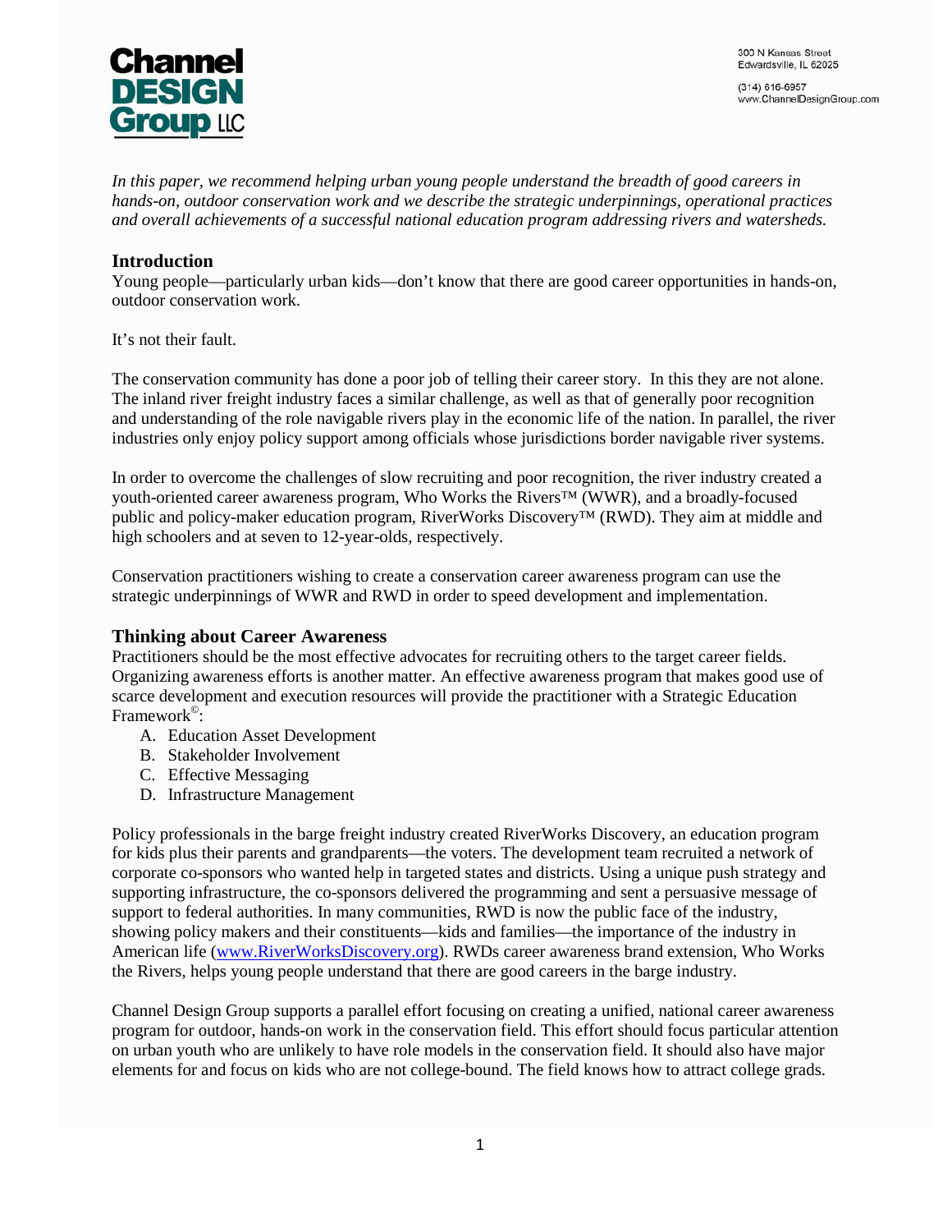**Channel DESIGN Group LLC**

300 N Kansas Street
Edwardsville, IL 62025

(314) 616-6957
www.ChannelDesignGroup.com

*In this paper, we recommend helping urban young people understand the breadth of good careers in hands-on, outdoor conservation work and we describe the strategic underpinnings, operational practices and overall achievements of a successful national education program addressing rivers and watersheds.*

## Introduction

Young people—particularly urban kids—don't know that there are good career opportunities in hands-on, outdoor conservation work.

It's not their fault.

The conservation community has done a poor job of telling their career story. In this they are not alone. The inland river freight industry faces a similar challenge, as well as that of generally poor recognition and understanding of the role navigable rivers play in the economic life of the nation. In parallel, the river industries only enjoy policy support among officials whose jurisdictions border navigable river systems.

In order to overcome the challenges of slow recruiting and poor recognition, the river industry created a youth-oriented career awareness program, Who Works the Rivers™ (WWR), and a broadly-focused public and policy-maker education program, RiverWorks Discovery™ (RWD). They aim at middle and high schoolers and at seven to 12-year-olds, respectively.

Conservation practitioners wishing to create a conservation career awareness program can use the strategic underpinnings of WWR and RWD in order to speed development and implementation.

## Thinking about Career Awareness

Practitioners should be the most effective advocates for recruiting others to the target career fields. Organizing awareness efforts is another matter. An effective awareness program that makes good use of scarce development and execution resources will provide the practitioner with a Strategic Education Framework©:

A. Education Asset Development
B. Stakeholder Involvement
C. Effective Messaging
D. Infrastructure Management

Policy professionals in the barge freight industry created RiverWorks Discovery, an education program for kids plus their parents and grandparents—the voters. The development team recruited a network of corporate co-sponsors who wanted help in targeted states and districts. Using a unique push strategy and supporting infrastructure, the co-sponsors delivered the programming and sent a persuasive message of support to federal authorities. In many communities, RWD is now the public face of the industry, showing policy makers and their constituents—kids and families—the importance of the industry in American life (www.RiverWorksDiscovery.org). RWDs career awareness brand extension, Who Works the Rivers, helps young people understand that there are good careers in the barge industry.

Channel Design Group supports a parallel effort focusing on creating a unified, national career awareness program for outdoor, hands-on work in the conservation field. This effort should focus particular attention on urban youth who are unlikely to have role models in the conservation field. It should also have major elements for and focus on kids who are not college-bound. The field knows how to attract college grads.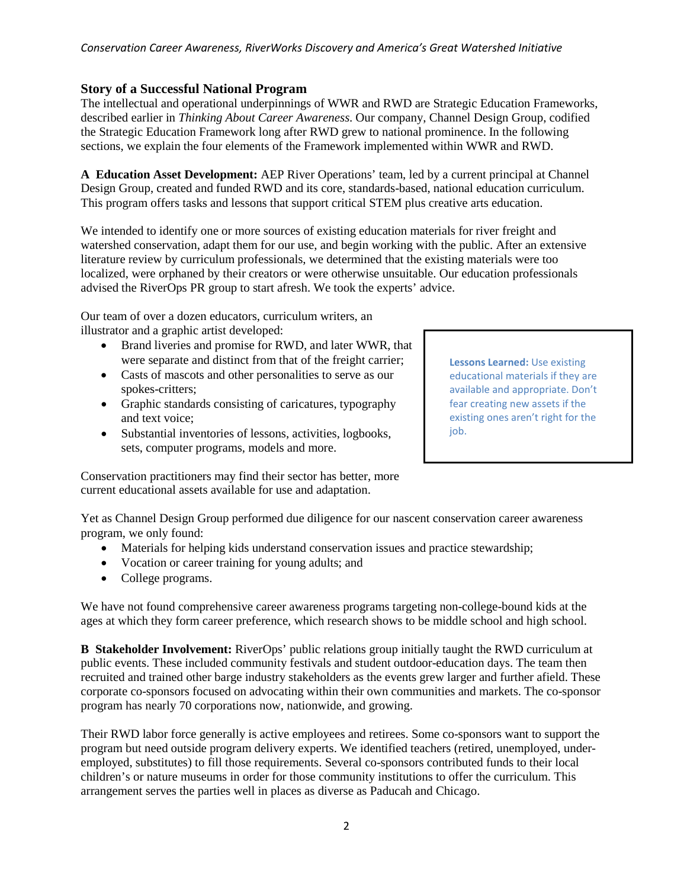## Story of a Successful National Program

The intellectual and operational underpinnings of WWR and RWD are Strategic Education Frameworks, described earlier in *Thinking About Career Awareness.* Our company, Channel Design Group, codified the Strategic Education Framework long after RWD grew to national prominence. In the following sections, we explain the four elements of the Framework implemented within WWR and RWD.

**A Education Asset Development:** AEP River Operations' team, led by a current principal at Channel Design Group, created and funded RWD and its core, standards-based, national education curriculum. This program offers tasks and lessons that support critical STEM plus creative arts education.

We intended to identify one or more sources of existing education materials for river freight and watershed conservation, adapt them for our use, and begin working with the public. After an extensive literature review by curriculum professionals, we determined that the existing materials were too localized, were orphaned by their creators or were otherwise unsuitable. Our education professionals advised the RiverOps PR group to start afresh. We took the experts' advice.

Our team of over a dozen educators, curriculum writers, an illustrator and a graphic artist developed:

- Brand liveries and promise for RWD, and later WWR, that were separate and distinct from that of the freight carrier;
- Casts of mascots and other personalities to serve as our spokes-critters;
- Graphic standards consisting of caricatures, typography and text voice;
- Substantial inventories of lessons, activities, logbooks, sets, computer programs, models and more.

> **Lessons Learned:** Use existing educational materials if they are available and appropriate. Don't fear creating new assets if the existing ones aren't right for the job.

Conservation practitioners may find their sector has better, more current educational assets available for use and adaptation.

Yet as Channel Design Group performed due diligence for our nascent conservation career awareness program, we only found:

- Materials for helping kids understand conservation issues and practice stewardship;
- Vocation or career training for young adults; and
- College programs.

We have not found comprehensive career awareness programs targeting non-college-bound kids at the ages at which they form career preference, which research shows to be middle school and high school.

**B Stakeholder Involvement:** RiverOps' public relations group initially taught the RWD curriculum at public events. These included community festivals and student outdoor-education days. The team then recruited and trained other barge industry stakeholders as the events grew larger and further afield. These corporate co-sponsors focused on advocating within their own communities and markets. The co-sponsor program has nearly 70 corporations now, nationwide, and growing.

Their RWD labor force generally is active employees and retirees. Some co-sponsors want to support the program but need outside program delivery experts. We identified teachers (retired, unemployed, under-employed, substitutes) to fill those requirements. Several co-sponsors contributed funds to their local children's or nature museums in order for those community institutions to offer the curriculum. This arrangement serves the parties well in places as diverse as Paducah and Chicago.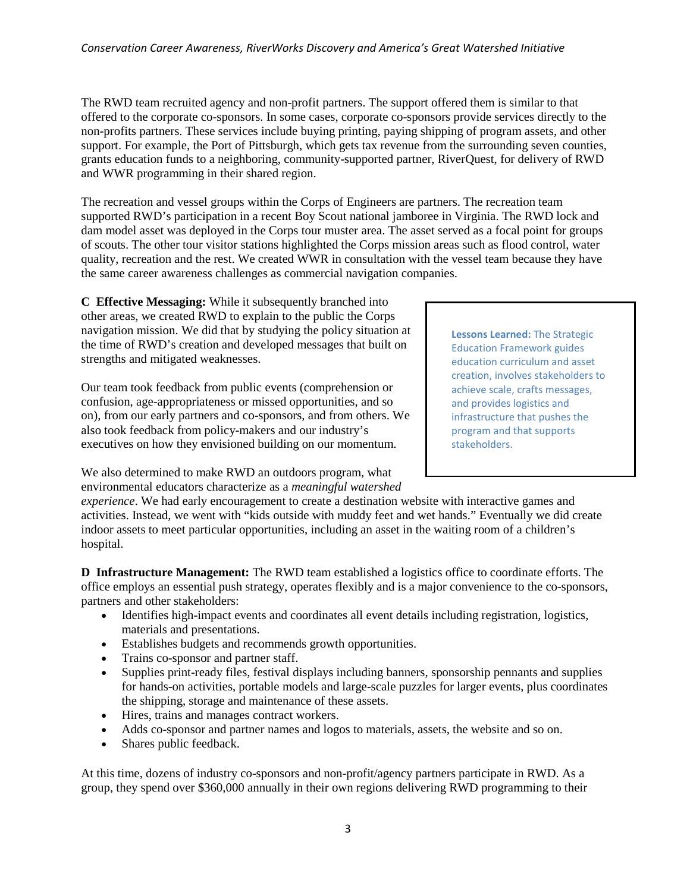The RWD team recruited agency and non-profit partners. The support offered them is similar to that offered to the corporate co-sponsors. In some cases, corporate co-sponsors provide services directly to the non-profits partners. These services include buying printing, paying shipping of program assets, and other support. For example, the Port of Pittsburgh, which gets tax revenue from the surrounding seven counties, grants education funds to a neighboring, community-supported partner, RiverQuest, for delivery of RWD and WWR programming in their shared region.

The recreation and vessel groups within the Corps of Engineers are partners. The recreation team supported RWD's participation in a recent Boy Scout national jamboree in Virginia. The RWD lock and dam model asset was deployed in the Corps tour muster area. The asset served as a focal point for groups of scouts. The other tour visitor stations highlighted the Corps mission areas such as flood control, water quality, recreation and the rest. We created WWR in consultation with the vessel team because they have the same career awareness challenges as commercial navigation companies.

**C Effective Messaging:** While it subsequently branched into other areas, we created RWD to explain to the public the Corps navigation mission. We did that by studying the policy situation at the time of RWD's creation and developed messages that built on strengths and mitigated weaknesses.

> **Lessons Learned:** The Strategic Education Framework guides education curriculum and asset creation, involves stakeholders to achieve scale, crafts messages, and provides logistics and infrastructure that pushes the program and that supports stakeholders.

Our team took feedback from public events (comprehension or confusion, age-appropriateness or missed opportunities, and so on), from our early partners and co-sponsors, and from others. We also took feedback from policy-makers and our industry's executives on how they envisioned building on our momentum.

We also determined to make RWD an outdoors program, what environmental educators characterize as a *meaningful watershed experience*. We had early encouragement to create a destination website with interactive games and activities. Instead, we went with "kids outside with muddy feet and wet hands." Eventually we did create indoor assets to meet particular opportunities, including an asset in the waiting room of a children's hospital.

**D Infrastructure Management:** The RWD team established a logistics office to coordinate efforts. The office employs an essential push strategy, operates flexibly and is a major convenience to the co-sponsors, partners and other stakeholders:

- Identifies high-impact events and coordinates all event details including registration, logistics, materials and presentations.
- Establishes budgets and recommends growth opportunities.
- Trains co-sponsor and partner staff.
- Supplies print-ready files, festival displays including banners, sponsorship pennants and supplies for hands-on activities, portable models and large-scale puzzles for larger events, plus coordinates the shipping, storage and maintenance of these assets.
- Hires, trains and manages contract workers.
- Adds co-sponsor and partner names and logos to materials, assets, the website and so on.
- Shares public feedback.

At this time, dozens of industry co-sponsors and non-profit/agency partners participate in RWD. As a group, they spend over $360,000 annually in their own regions delivering RWD programming to their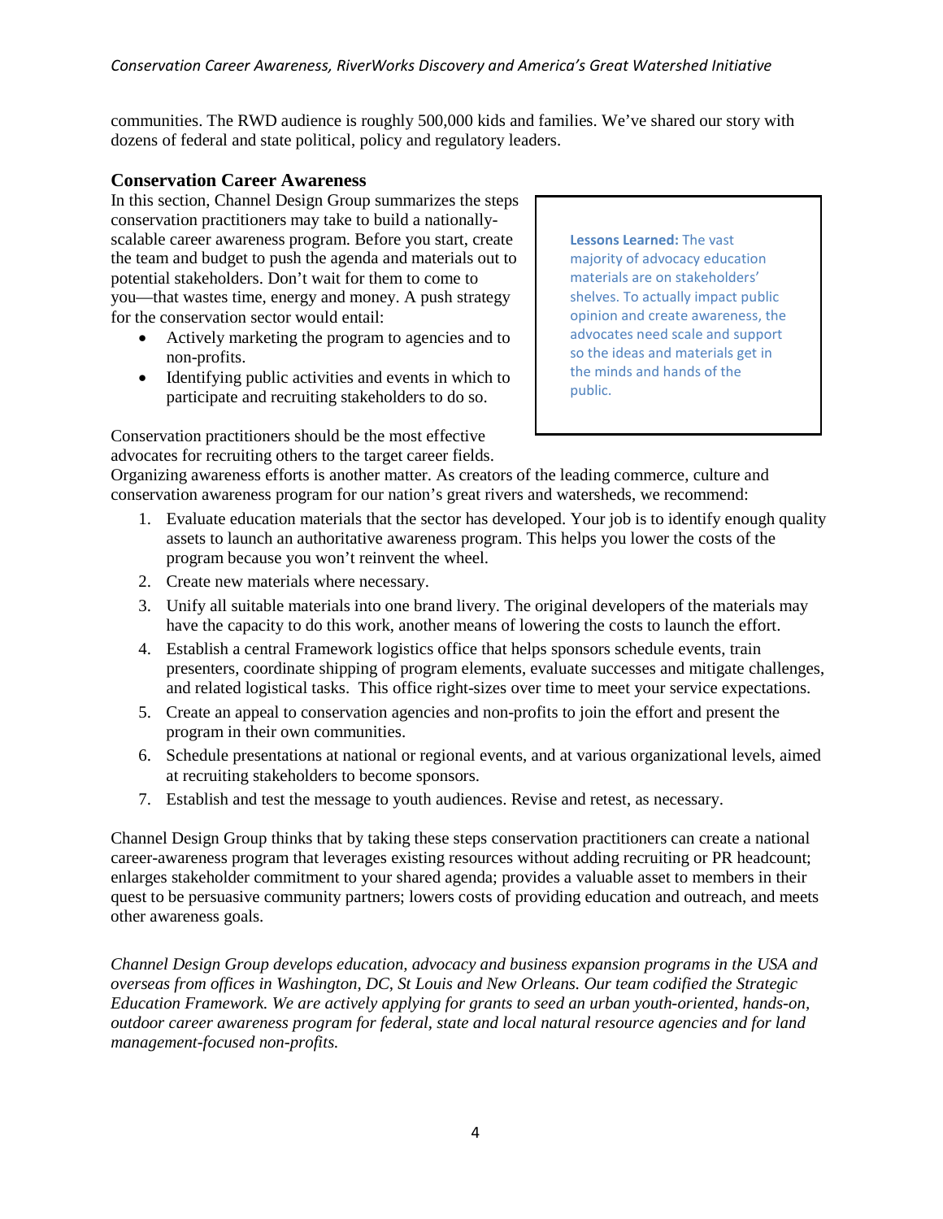communities. The RWD audience is roughly 500,000 kids and families. We've shared our story with dozens of federal and state political, policy and regulatory leaders.

### Conservation Career Awareness

In this section, Channel Design Group summarizes the steps conservation practitioners may take to build a nationally-scalable career awareness program. Before you start, create the team and budget to push the agenda and materials out to potential stakeholders. Don't wait for them to come to you—that wastes time, energy and money. A push strategy for the conservation sector would entail:

- Actively marketing the program to agencies and to non-profits.
- Identifying public activities and events in which to participate and recruiting stakeholders to do so.

> **Lessons Learned:** The vast majority of advocacy education materials are on stakeholders' shelves. To actually impact public opinion and create awareness, the advocates need scale and support so the ideas and materials get in the minds and hands of the public.

Conservation practitioners should be the most effective advocates for recruiting others to the target career fields. Organizing awareness efforts is another matter. As creators of the leading commerce, culture and conservation awareness program for our nation's great rivers and watersheds, we recommend:

1. Evaluate education materials that the sector has developed. Your job is to identify enough quality assets to launch an authoritative awareness program. This helps you lower the costs of the program because you won't reinvent the wheel.
2. Create new materials where necessary.
3. Unify all suitable materials into one brand livery. The original developers of the materials may have the capacity to do this work, another means of lowering the costs to launch the effort.
4. Establish a central Framework logistics office that helps sponsors schedule events, train presenters, coordinate shipping of program elements, evaluate successes and mitigate challenges, and related logistical tasks. This office right-sizes over time to meet your service expectations.
5. Create an appeal to conservation agencies and non-profits to join the effort and present the program in their own communities.
6. Schedule presentations at national or regional events, and at various organizational levels, aimed at recruiting stakeholders to become sponsors.
7. Establish and test the message to youth audiences. Revise and retest, as necessary.

Channel Design Group thinks that by taking these steps conservation practitioners can create a national career-awareness program that leverages existing resources without adding recruiting or PR headcount; enlarges stakeholder commitment to your shared agenda; provides a valuable asset to members in their quest to be persuasive community partners; lowers costs of providing education and outreach, and meets other awareness goals.

*Channel Design Group develops education, advocacy and business expansion programs in the USA and overseas from offices in Washington, DC, St Louis and New Orleans. Our team codified the Strategic Education Framework. We are actively applying for grants to seed an urban youth-oriented, hands-on, outdoor career awareness program for federal, state and local natural resource agencies and for land management-focused non-profits.*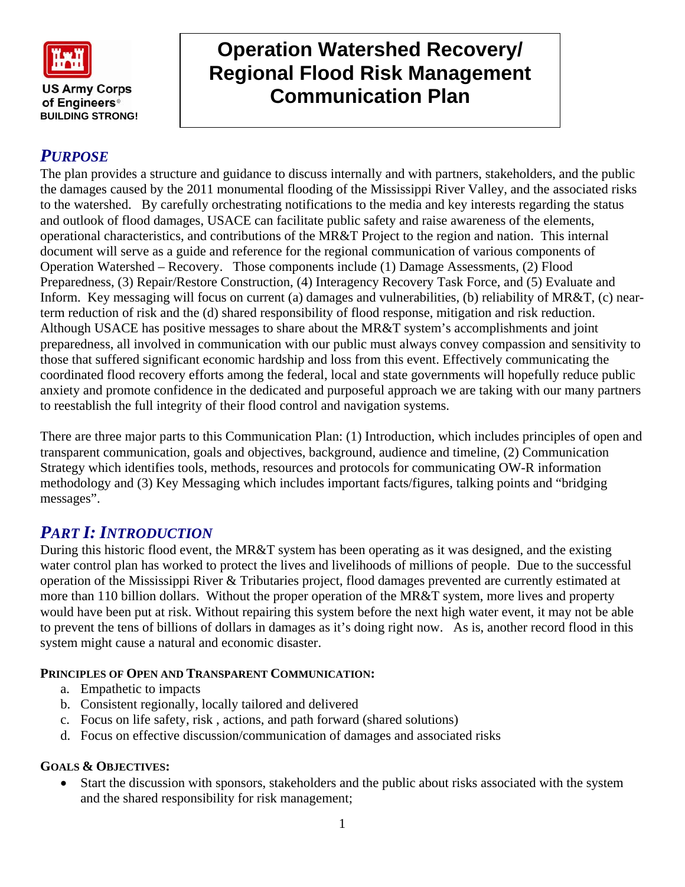US Army Corps of Engineers®
BUILDING STRONG!

# Operation Watershed Recovery/ Regional Flood Risk Management Communication Plan

## *PURPOSE*

The plan provides a structure and guidance to discuss internally and with partners, stakeholders, and the public the damages caused by the 2011 monumental flooding of the Mississippi River Valley, and the associated risks to the watershed. By carefully orchestrating notifications to the media and key interests regarding the status and outlook of flood damages, USACE can facilitate public safety and raise awareness of the elements, operational characteristics, and contributions of the MR&T Project to the region and nation. This internal document will serve as a guide and reference for the regional communication of various components of Operation Watershed – Recovery. Those components include (1) Damage Assessments, (2) Flood Preparedness, (3) Repair/Restore Construction, (4) Interagency Recovery Task Force, and (5) Evaluate and Inform. Key messaging will focus on current (a) damages and vulnerabilities, (b) reliability of MR&T, (c) near-term reduction of risk and the (d) shared responsibility of flood response, mitigation and risk reduction. Although USACE has positive messages to share about the MR&T system's accomplishments and joint preparedness, all involved in communication with our public must always convey compassion and sensitivity to those that suffered significant economic hardship and loss from this event. Effectively communicating the coordinated flood recovery efforts among the federal, local and state governments will hopefully reduce public anxiety and promote confidence in the dedicated and purposeful approach we are taking with our many partners to reestablish the full integrity of their flood control and navigation systems.

There are three major parts to this Communication Plan: (1) Introduction, which includes principles of open and transparent communication, goals and objectives, background, audience and timeline, (2) Communication Strategy which identifies tools, methods, resources and protocols for communicating OW-R information methodology and (3) Key Messaging which includes important facts/figures, talking points and "bridging messages".

## *PART I: INTRODUCTION*

During this historic flood event, the MR&T system has been operating as it was designed, and the existing water control plan has worked to protect the lives and livelihoods of millions of people. Due to the successful operation of the Mississippi River & Tributaries project, flood damages prevented are currently estimated at more than 110 billion dollars. Without the proper operation of the MR&T system, more lives and property would have been put at risk. Without repairing this system before the next high water event, it may not be able to prevent the tens of billions of dollars in damages as it's doing right now. As is, another record flood in this system might cause a natural and economic disaster.

### PRINCIPLES OF OPEN AND TRANSPARENT COMMUNICATION:

a. Empathetic to impacts
b. Consistent regionally, locally tailored and delivered
c. Focus on life safety, risk , actions, and path forward (shared solutions)
d. Focus on effective discussion/communication of damages and associated risks

### GOALS & OBJECTIVES:

- Start the discussion with sponsors, stakeholders and the public about risks associated with the system and the shared responsibility for risk management;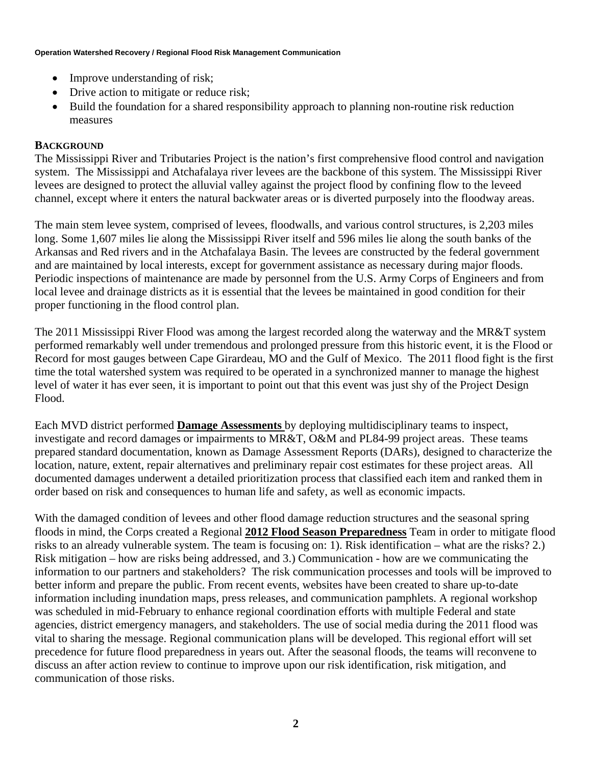- Improve understanding of risk;
- Drive action to mitigate or reduce risk;
- Build the foundation for a shared responsibility approach to planning non-routine risk reduction measures

## BACKGROUND

The Mississippi River and Tributaries Project is the nation's first comprehensive flood control and navigation system. The Mississippi and Atchafalaya river levees are the backbone of this system. The Mississippi River levees are designed to protect the alluvial valley against the project flood by confining flow to the leveed channel, except where it enters the natural backwater areas or is diverted purposely into the floodway areas.

The main stem levee system, comprised of levees, floodwalls, and various control structures, is 2,203 miles long. Some 1,607 miles lie along the Mississippi River itself and 596 miles lie along the south banks of the Arkansas and Red rivers and in the Atchafalaya Basin. The levees are constructed by the federal government and are maintained by local interests, except for government assistance as necessary during major floods. Periodic inspections of maintenance are made by personnel from the U.S. Army Corps of Engineers and from local levee and drainage districts as it is essential that the levees be maintained in good condition for their proper functioning in the flood control plan.

The 2011 Mississippi River Flood was among the largest recorded along the waterway and the MR&T system performed remarkably well under tremendous and prolonged pressure from this historic event, it is the Flood or Record for most gauges between Cape Girardeau, MO and the Gulf of Mexico. The 2011 flood fight is the first time the total watershed system was required to be operated in a synchronized manner to manage the highest level of water it has ever seen, it is important to point out that this event was just shy of the Project Design Flood.

Each MVD district performed **Damage Assessments** by deploying multidisciplinary teams to inspect, investigate and record damages or impairments to MR&T, O&M and PL84-99 project areas. These teams prepared standard documentation, known as Damage Assessment Reports (DARs), designed to characterize the location, nature, extent, repair alternatives and preliminary repair cost estimates for these project areas. All documented damages underwent a detailed prioritization process that classified each item and ranked them in order based on risk and consequences to human life and safety, as well as economic impacts.

With the damaged condition of levees and other flood damage reduction structures and the seasonal spring floods in mind, the Corps created a Regional **2012 Flood Season Preparedness** Team in order to mitigate flood risks to an already vulnerable system. The team is focusing on: 1). Risk identification – what are the risks? 2.) Risk mitigation – how are risks being addressed, and 3.) Communication - how are we communicating the information to our partners and stakeholders? The risk communication processes and tools will be improved to better inform and prepare the public. From recent events, websites have been created to share up-to-date information including inundation maps, press releases, and communication pamphlets. A regional workshop was scheduled in mid-February to enhance regional coordination efforts with multiple Federal and state agencies, district emergency managers, and stakeholders. The use of social media during the 2011 flood was vital to sharing the message. Regional communication plans will be developed. This regional effort will set precedence for future flood preparedness in years out. After the seasonal floods, the teams will reconvene to discuss an after action review to continue to improve upon our risk identification, risk mitigation, and communication of those risks.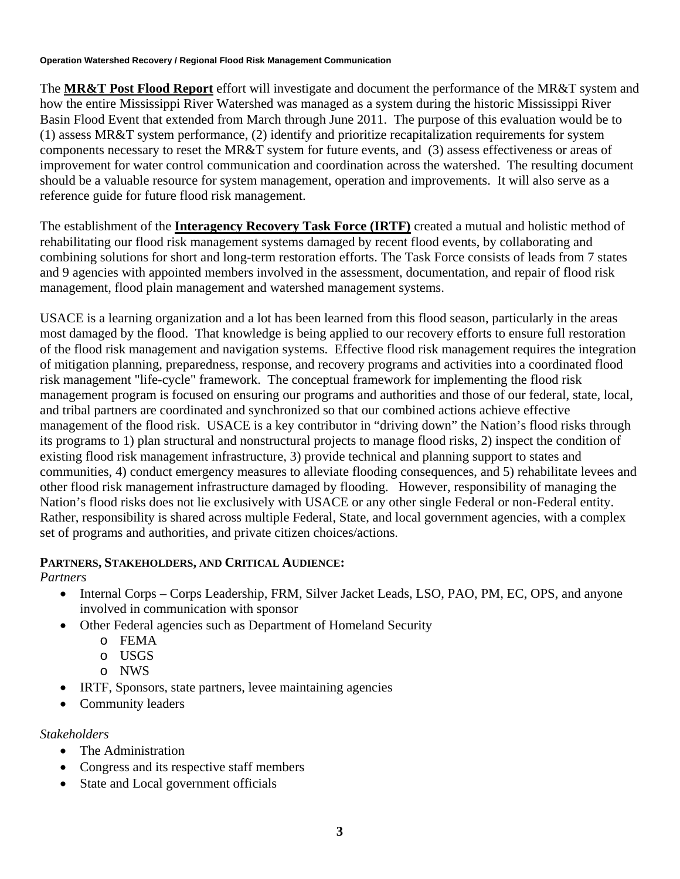The **MR&T Post Flood Report** effort will investigate and document the performance of the MR&T system and how the entire Mississippi River Watershed was managed as a system during the historic Mississippi River Basin Flood Event that extended from March through June 2011. The purpose of this evaluation would be to (1) assess MR&T system performance, (2) identify and prioritize recapitalization requirements for system components necessary to reset the MR&T system for future events, and (3) assess effectiveness or areas of improvement for water control communication and coordination across the watershed. The resulting document should be a valuable resource for system management, operation and improvements. It will also serve as a reference guide for future flood risk management.

The establishment of the **Interagency Recovery Task Force (IRTF)** created a mutual and holistic method of rehabilitating our flood risk management systems damaged by recent flood events, by collaborating and combining solutions for short and long-term restoration efforts. The Task Force consists of leads from 7 states and 9 agencies with appointed members involved in the assessment, documentation, and repair of flood risk management, flood plain management and watershed management systems.

USACE is a learning organization and a lot has been learned from this flood season, particularly in the areas most damaged by the flood. That knowledge is being applied to our recovery efforts to ensure full restoration of the flood risk management and navigation systems. Effective flood risk management requires the integration of mitigation planning, preparedness, response, and recovery programs and activities into a coordinated flood risk management "life-cycle" framework. The conceptual framework for implementing the flood risk management program is focused on ensuring our programs and authorities and those of our federal, state, local, and tribal partners are coordinated and synchronized so that our combined actions achieve effective management of the flood risk. USACE is a key contributor in "driving down" the Nation's flood risks through its programs to 1) plan structural and nonstructural projects to manage flood risks, 2) inspect the condition of existing flood risk management infrastructure, 3) provide technical and planning support to states and communities, 4) conduct emergency measures to alleviate flooding consequences, and 5) rehabilitate levees and other flood risk management infrastructure damaged by flooding. However, responsibility of managing the Nation's flood risks does not lie exclusively with USACE or any other single Federal or non-Federal entity. Rather, responsibility is shared across multiple Federal, State, and local government agencies, with a complex set of programs and authorities, and private citizen choices/actions.

**PARTNERS, STAKEHOLDERS, AND CRITICAL AUDIENCE:**

*Partners*

- Internal Corps – Corps Leadership, FRM, Silver Jacket Leads, LSO, PAO, PM, EC, OPS, and anyone involved in communication with sponsor
- Other Federal agencies such as Department of Homeland Security
  - FEMA
  - USGS
  - NWS
- IRTF, Sponsors, state partners, levee maintaining agencies
- Community leaders

*Stakeholders*

- The Administration
- Congress and its respective staff members
- State and Local government officials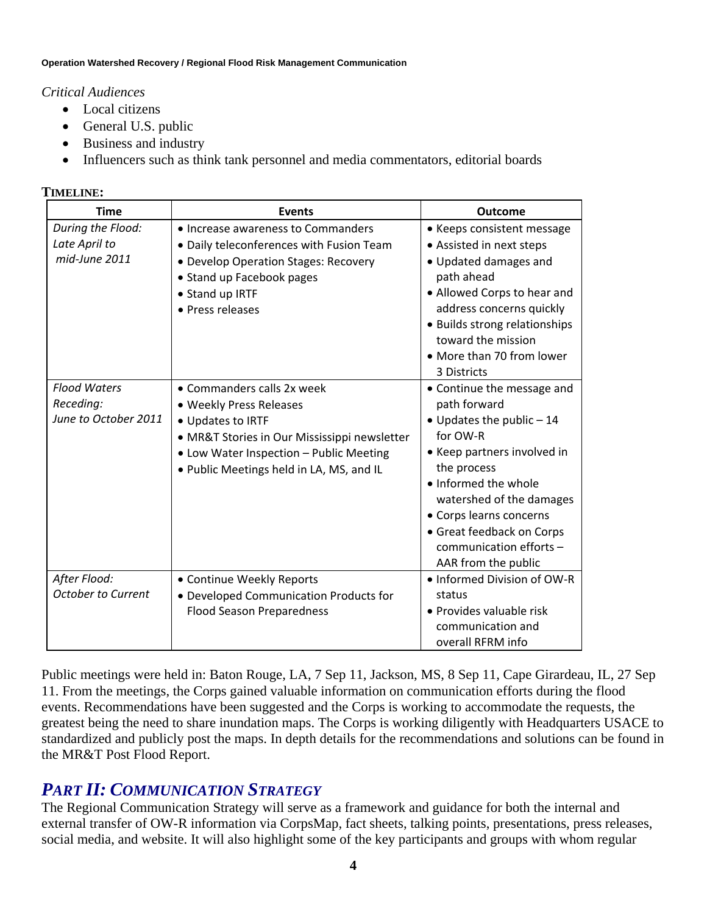*Critical Audiences*

- Local citizens
- General U.S. public
- Business and industry
- Influencers such as think tank personnel and media commentators, editorial boards

**TIMELINE:**

| Time | Events | Outcome |
|---|---|---|
| *During the Flood: Late April to mid-June 2011* | • Increase awareness to Commanders<br>• Daily teleconferences with Fusion Team<br>• Develop Operation Stages: Recovery<br>• Stand up Facebook pages<br>• Stand up IRTF<br>• Press releases | • Keeps consistent message<br>• Assisted in next steps<br>• Updated damages and path ahead<br>• Allowed Corps to hear and address concerns quickly<br>• Builds strong relationships toward the mission<br>• More than 70 from lower 3 Districts |
| *Flood Waters Receding: June to October 2011* | • Commanders calls 2x week<br>• Weekly Press Releases<br>• Updates to IRTF<br>• MR&T Stories in Our Mississippi newsletter<br>• Low Water Inspection – Public Meeting<br>• Public Meetings held in LA, MS, and IL | • Continue the message and path forward<br>• Updates the public – 14 for OW-R<br>• Keep partners involved in the process<br>• Informed the whole watershed of the damages<br>• Corps learns concerns<br>• Great feedback on Corps communication efforts – AAR from the public |
| *After Flood: October to Current* | • Continue Weekly Reports<br>• Developed Communication Products for Flood Season Preparedness | • Informed Division of OW-R status<br>• Provides valuable risk communication and overall RFRM info |

Public meetings were held in: Baton Rouge, LA, 7 Sep 11, Jackson, MS, 8 Sep 11, Cape Girardeau, IL, 27 Sep 11. From the meetings, the Corps gained valuable information on communication efforts during the flood events. Recommendations have been suggested and the Corps is working to accommodate the requests, the greatest being the need to share inundation maps. The Corps is working diligently with Headquarters USACE to standardized and publicly post the maps. In depth details for the recommendations and solutions can be found in the MR&T Post Flood Report.

## *PART II: COMMUNICATION STRATEGY*

The Regional Communication Strategy will serve as a framework and guidance for both the internal and external transfer of OW-R information via CorpsMap, fact sheets, talking points, presentations, press releases, social media, and website. It will also highlight some of the key participants and groups with whom regular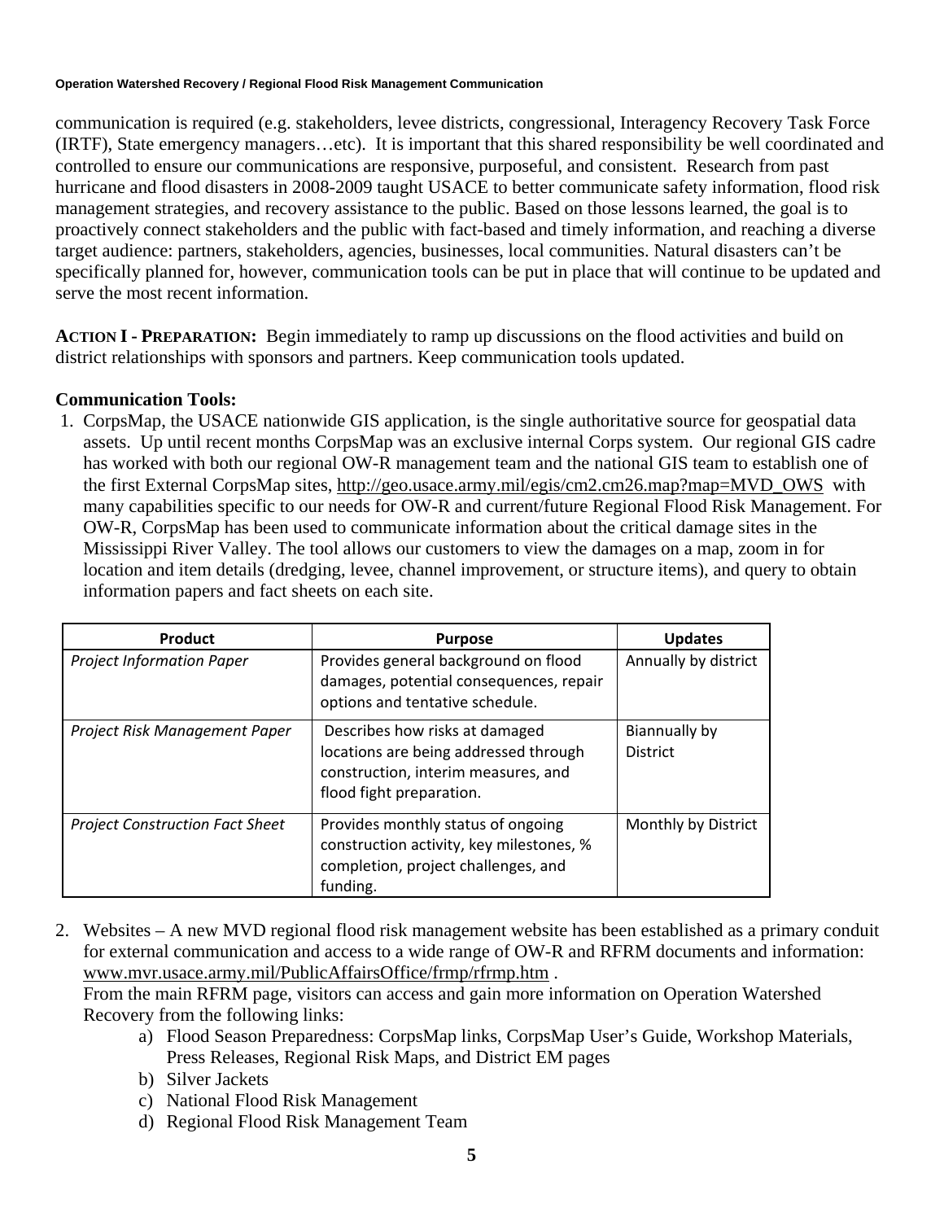communication is required (e.g. stakeholders, levee districts, congressional, Interagency Recovery Task Force (IRTF), State emergency managers…etc). It is important that this shared responsibility be well coordinated and controlled to ensure our communications are responsive, purposeful, and consistent. Research from past hurricane and flood disasters in 2008-2009 taught USACE to better communicate safety information, flood risk management strategies, and recovery assistance to the public. Based on those lessons learned, the goal is to proactively connect stakeholders and the public with fact-based and timely information, and reaching a diverse target audience: partners, stakeholders, agencies, businesses, local communities. Natural disasters can't be specifically planned for, however, communication tools can be put in place that will continue to be updated and serve the most recent information.

**ACTION I - PREPARATION:** Begin immediately to ramp up discussions on the flood activities and build on district relationships with sponsors and partners. Keep communication tools updated.

**Communication Tools:**

1. CorpsMap, the USACE nationwide GIS application, is the single authoritative source for geospatial data assets. Up until recent months CorpsMap was an exclusive internal Corps system. Our regional GIS cadre has worked with both our regional OW-R management team and the national GIS team to establish one of the first External CorpsMap sites, http://geo.usace.army.mil/egis/cm2.cm26.map?map=MVD_OWS with many capabilities specific to our needs for OW-R and current/future Regional Flood Risk Management. For OW-R, CorpsMap has been used to communicate information about the critical damage sites in the Mississippi River Valley. The tool allows our customers to view the damages on a map, zoom in for location and item details (dredging, levee, channel improvement, or structure items), and query to obtain information papers and fact sheets on each site.

| Product | Purpose | Updates |
|---|---|---|
| *Project Information Paper* | Provides general background on flood damages, potential consequences, repair options and tentative schedule. | Annually by district |
| *Project Risk Management Paper* | Describes how risks at damaged locations are being addressed through construction, interim measures, and flood fight preparation. | Biannually by District |
| *Project Construction Fact Sheet* | Provides monthly status of ongoing construction activity, key milestones, % completion, project challenges, and funding. | Monthly by District |

2. Websites – A new MVD regional flood risk management website has been established as a primary conduit for external communication and access to a wide range of OW-R and RFRM documents and information: www.mvr.usace.army.mil/PublicAffairsOffice/frmp/rfrmp.htm .
   From the main RFRM page, visitors can access and gain more information on Operation Watershed Recovery from the following links:
   a) Flood Season Preparedness: CorpsMap links, CorpsMap User's Guide, Workshop Materials, Press Releases, Regional Risk Maps, and District EM pages
   b) Silver Jackets
   c) National Flood Risk Management
   d) Regional Flood Risk Management Team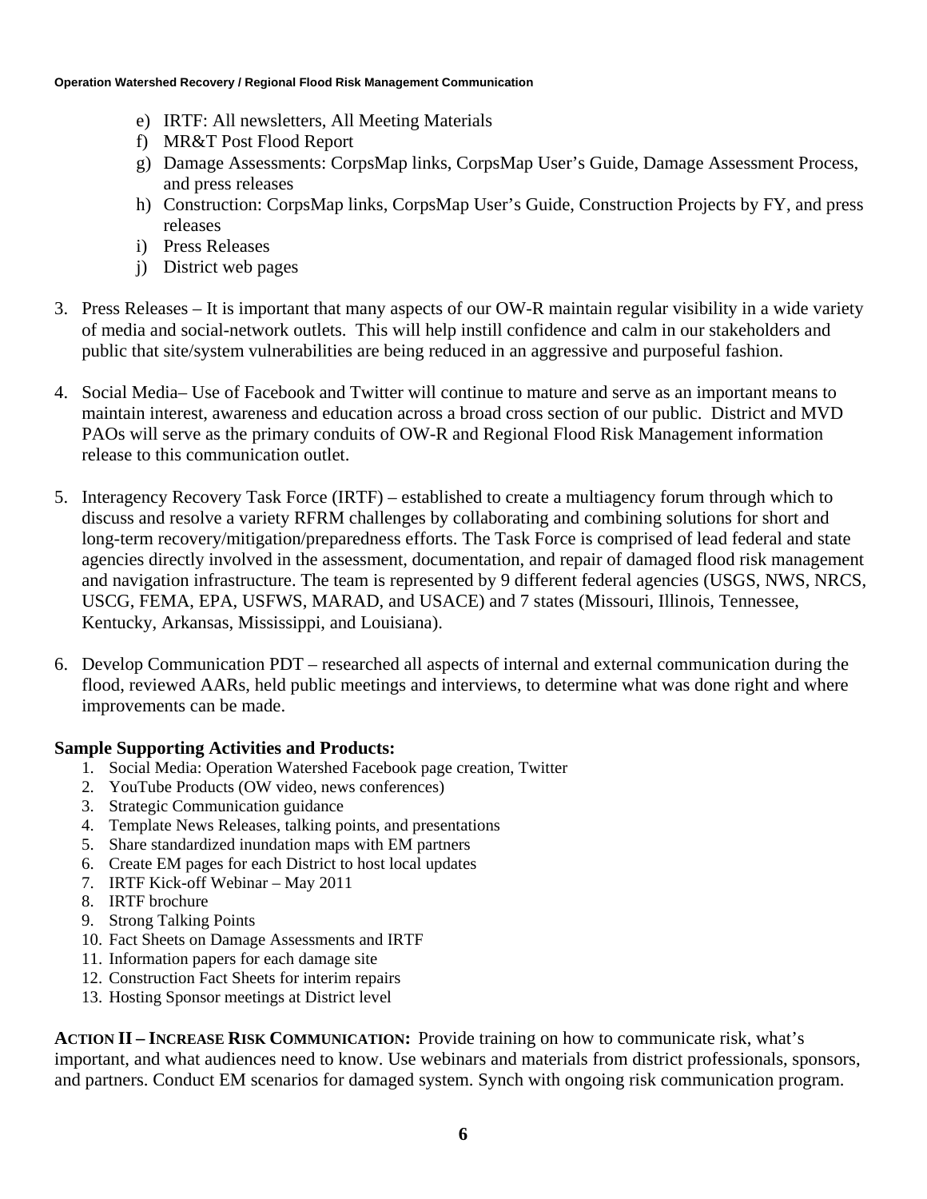e) IRTF: All newsletters, All Meeting Materials
f) MR&T Post Flood Report
g) Damage Assessments: CorpsMap links, CorpsMap User's Guide, Damage Assessment Process, and press releases
h) Construction: CorpsMap links, CorpsMap User's Guide, Construction Projects by FY, and press releases
i) Press Releases
j) District web pages

3. Press Releases – It is important that many aspects of our OW-R maintain regular visibility in a wide variety of media and social-network outlets. This will help instill confidence and calm in our stakeholders and public that site/system vulnerabilities are being reduced in an aggressive and purposeful fashion.

4. Social Media– Use of Facebook and Twitter will continue to mature and serve as an important means to maintain interest, awareness and education across a broad cross section of our public. District and MVD PAOs will serve as the primary conduits of OW-R and Regional Flood Risk Management information release to this communication outlet.

5. Interagency Recovery Task Force (IRTF) – established to create a multiagency forum through which to discuss and resolve a variety RFRM challenges by collaborating and combining solutions for short and long-term recovery/mitigation/preparedness efforts. The Task Force is comprised of lead federal and state agencies directly involved in the assessment, documentation, and repair of damaged flood risk management and navigation infrastructure. The team is represented by 9 different federal agencies (USGS, NWS, NRCS, USCG, FEMA, EPA, USFWS, MARAD, and USACE) and 7 states (Missouri, Illinois, Tennessee, Kentucky, Arkansas, Mississippi, and Louisiana).

6. Develop Communication PDT – researched all aspects of internal and external communication during the flood, reviewed AARs, held public meetings and interviews, to determine what was done right and where improvements can be made.

**Sample Supporting Activities and Products:**

1. Social Media: Operation Watershed Facebook page creation, Twitter
2. YouTube Products (OW video, news conferences)
3. Strategic Communication guidance
4. Template News Releases, talking points, and presentations
5. Share standardized inundation maps with EM partners
6. Create EM pages for each District to host local updates
7. IRTF Kick-off Webinar – May 2011
8. IRTF brochure
9. Strong Talking Points
10. Fact Sheets on Damage Assessments and IRTF
11. Information papers for each damage site
12. Construction Fact Sheets for interim repairs
13. Hosting Sponsor meetings at District level

**ACTION II – INCREASE RISK COMMUNICATION:** Provide training on how to communicate risk, what's important, and what audiences need to know. Use webinars and materials from district professionals, sponsors, and partners. Conduct EM scenarios for damaged system. Synch with ongoing risk communication program.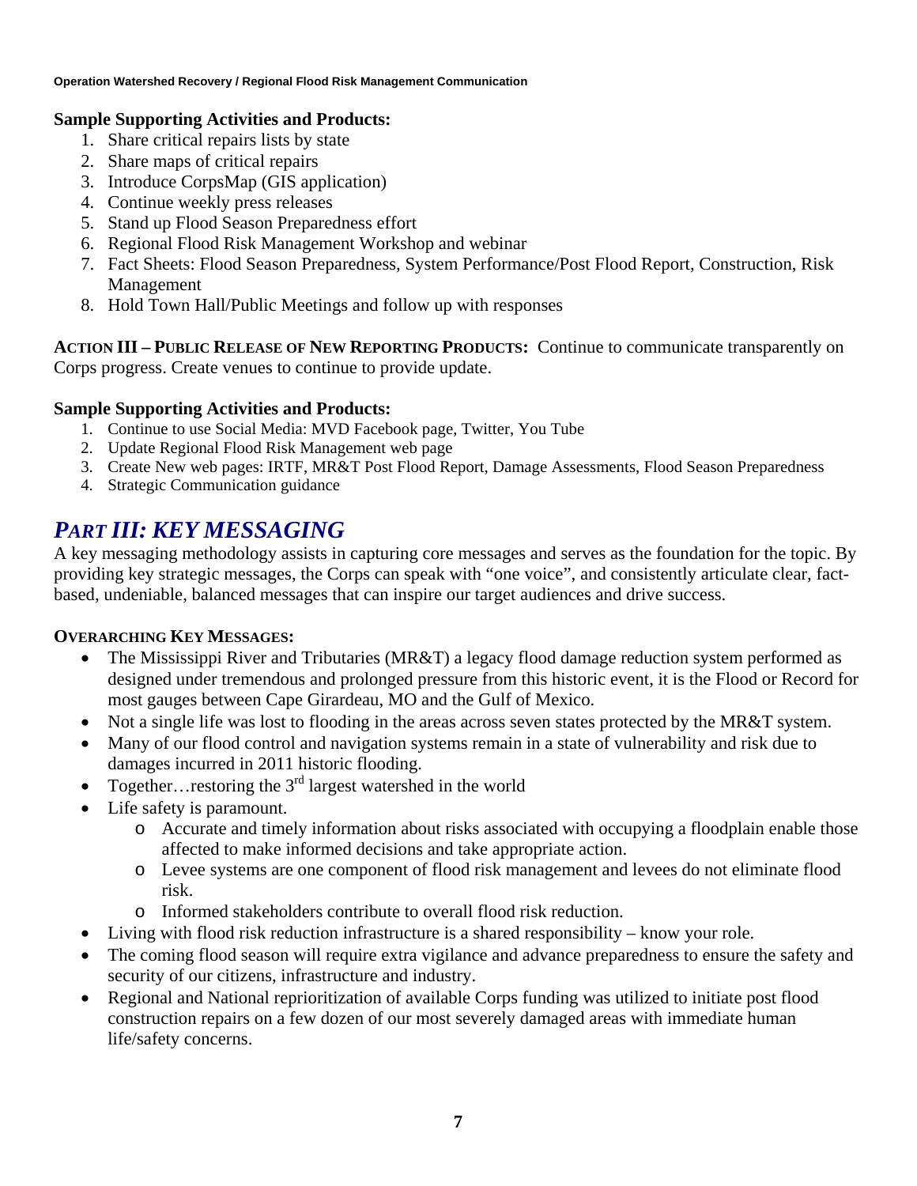**Sample Supporting Activities and Products:**

1. Share critical repairs lists by state
2. Share maps of critical repairs
3. Introduce CorpsMap (GIS application)
4. Continue weekly press releases
5. Stand up Flood Season Preparedness effort
6. Regional Flood Risk Management Workshop and webinar
7. Fact Sheets: Flood Season Preparedness, System Performance/Post Flood Report, Construction, Risk Management
8. Hold Town Hall/Public Meetings and follow up with responses

**ACTION III – PUBLIC RELEASE OF NEW REPORTING PRODUCTS:** Continue to communicate transparently on Corps progress. Create venues to continue to provide update.

**Sample Supporting Activities and Products:**

1. Continue to use Social Media: MVD Facebook page, Twitter, You Tube
2. Update Regional Flood Risk Management web page
3. Create New web pages: IRTF, MR&T Post Flood Report, Damage Assessments, Flood Season Preparedness
4. Strategic Communication guidance

## *PART III: KEY MESSAGING*

A key messaging methodology assists in capturing core messages and serves as the foundation for the topic. By providing key strategic messages, the Corps can speak with "one voice", and consistently articulate clear, fact-based, undeniable, balanced messages that can inspire our target audiences and drive success.

**OVERARCHING KEY MESSAGES:**

- The Mississippi River and Tributaries (MR&T) a legacy flood damage reduction system performed as designed under tremendous and prolonged pressure from this historic event, it is the Flood or Record for most gauges between Cape Girardeau, MO and the Gulf of Mexico.
- Not a single life was lost to flooding in the areas across seven states protected by the MR&T system.
- Many of our flood control and navigation systems remain in a state of vulnerability and risk due to damages incurred in 2011 historic flooding.
- Together…restoring the 3rd largest watershed in the world
- Life safety is paramount.
  - Accurate and timely information about risks associated with occupying a floodplain enable those affected to make informed decisions and take appropriate action.
  - Levee systems are one component of flood risk management and levees do not eliminate flood risk.
  - Informed stakeholders contribute to overall flood risk reduction.
- Living with flood risk reduction infrastructure is a shared responsibility – know your role.
- The coming flood season will require extra vigilance and advance preparedness to ensure the safety and security of our citizens, infrastructure and industry.
- Regional and National reprioritization of available Corps funding was utilized to initiate post flood construction repairs on a few dozen of our most severely damaged areas with immediate human life/safety concerns.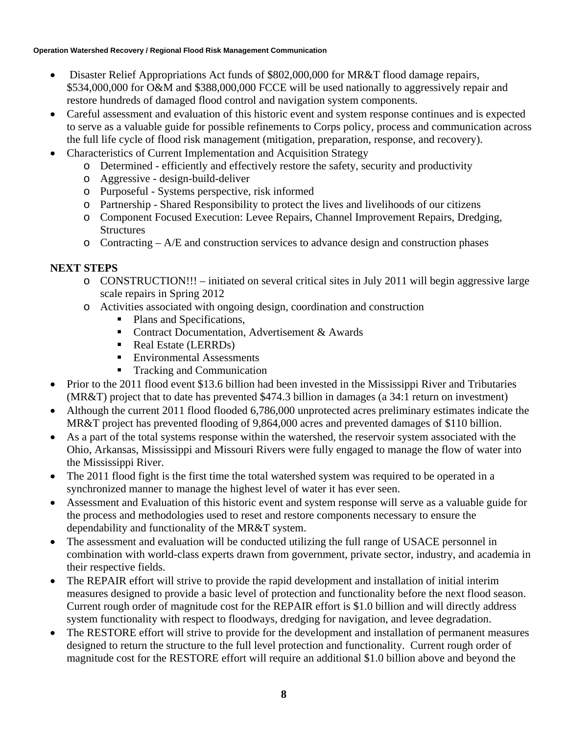- Disaster Relief Appropriations Act funds of $802,000,000 for MR&T flood damage repairs, $534,000,000 for O&M and $388,000,000 FCCE will be used nationally to aggressively repair and restore hundreds of damaged flood control and navigation system components.
- Careful assessment and evaluation of this historic event and system response continues and is expected to serve as a valuable guide for possible refinements to Corps policy, process and communication across the full life cycle of flood risk management (mitigation, preparation, response, and recovery).
- Characteristics of Current Implementation and Acquisition Strategy
  - Determined - efficiently and effectively restore the safety, security and productivity
  - Aggressive - design-build-deliver
  - Purposeful - Systems perspective, risk informed
  - Partnership - Shared Responsibility to protect the lives and livelihoods of our citizens
  - Component Focused Execution: Levee Repairs, Channel Improvement Repairs, Dredging, Structures
  - Contracting – A/E and construction services to advance design and construction phases

**NEXT STEPS**

- CONSTRUCTION!!! – initiated on several critical sites in July 2011 will begin aggressive large scale repairs in Spring 2012
- Activities associated with ongoing design, coordination and construction
  - Plans and Specifications,
  - Contract Documentation, Advertisement & Awards
  - Real Estate (LERRDs)
  - Environmental Assessments
  - Tracking and Communication

- Prior to the 2011 flood event $13.6 billion had been invested in the Mississippi River and Tributaries (MR&T) project that to date has prevented $474.3 billion in damages (a 34:1 return on investment)
- Although the current 2011 flood flooded 6,786,000 unprotected acres preliminary estimates indicate the MR&T project has prevented flooding of 9,864,000 acres and prevented damages of $110 billion.
- As a part of the total systems response within the watershed, the reservoir system associated with the Ohio, Arkansas, Mississippi and Missouri Rivers were fully engaged to manage the flow of water into the Mississippi River.
- The 2011 flood fight is the first time the total watershed system was required to be operated in a synchronized manner to manage the highest level of water it has ever seen.
- Assessment and Evaluation of this historic event and system response will serve as a valuable guide for the process and methodologies used to reset and restore components necessary to ensure the dependability and functionality of the MR&T system.
- The assessment and evaluation will be conducted utilizing the full range of USACE personnel in combination with world-class experts drawn from government, private sector, industry, and academia in their respective fields.
- The REPAIR effort will strive to provide the rapid development and installation of initial interim measures designed to provide a basic level of protection and functionality before the next flood season. Current rough order of magnitude cost for the REPAIR effort is $1.0 billion and will directly address system functionality with respect to floodways, dredging for navigation, and levee degradation.
- The RESTORE effort will strive to provide for the development and installation of permanent measures designed to return the structure to the full level protection and functionality. Current rough order of magnitude cost for the RESTORE effort will require an additional $1.0 billion above and beyond the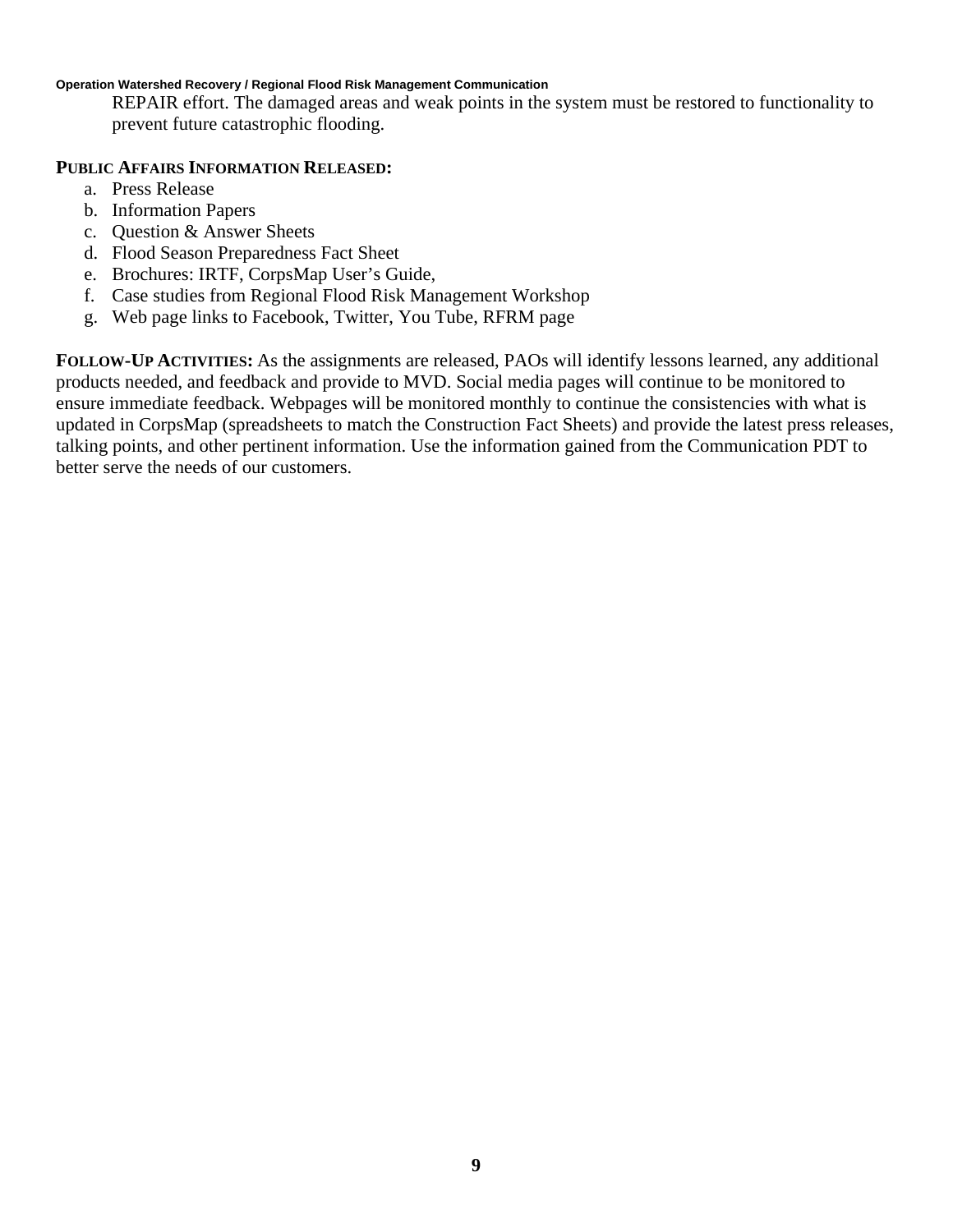REPAIR effort. The damaged areas and weak points in the system must be restored to functionality to prevent future catastrophic flooding.

**PUBLIC AFFAIRS INFORMATION RELEASED:**

a. Press Release
b. Information Papers
c. Question & Answer Sheets
d. Flood Season Preparedness Fact Sheet
e. Brochures: IRTF, CorpsMap User's Guide,
f. Case studies from Regional Flood Risk Management Workshop
g. Web page links to Facebook, Twitter, You Tube, RFRM page

**FOLLOW-UP ACTIVITIES:** As the assignments are released, PAOs will identify lessons learned, any additional products needed, and feedback and provide to MVD. Social media pages will continue to be monitored to ensure immediate feedback. Webpages will be monitored monthly to continue the consistencies with what is updated in CorpsMap (spreadsheets to match the Construction Fact Sheets) and provide the latest press releases, talking points, and other pertinent information. Use the information gained from the Communication PDT to better serve the needs of our customers.